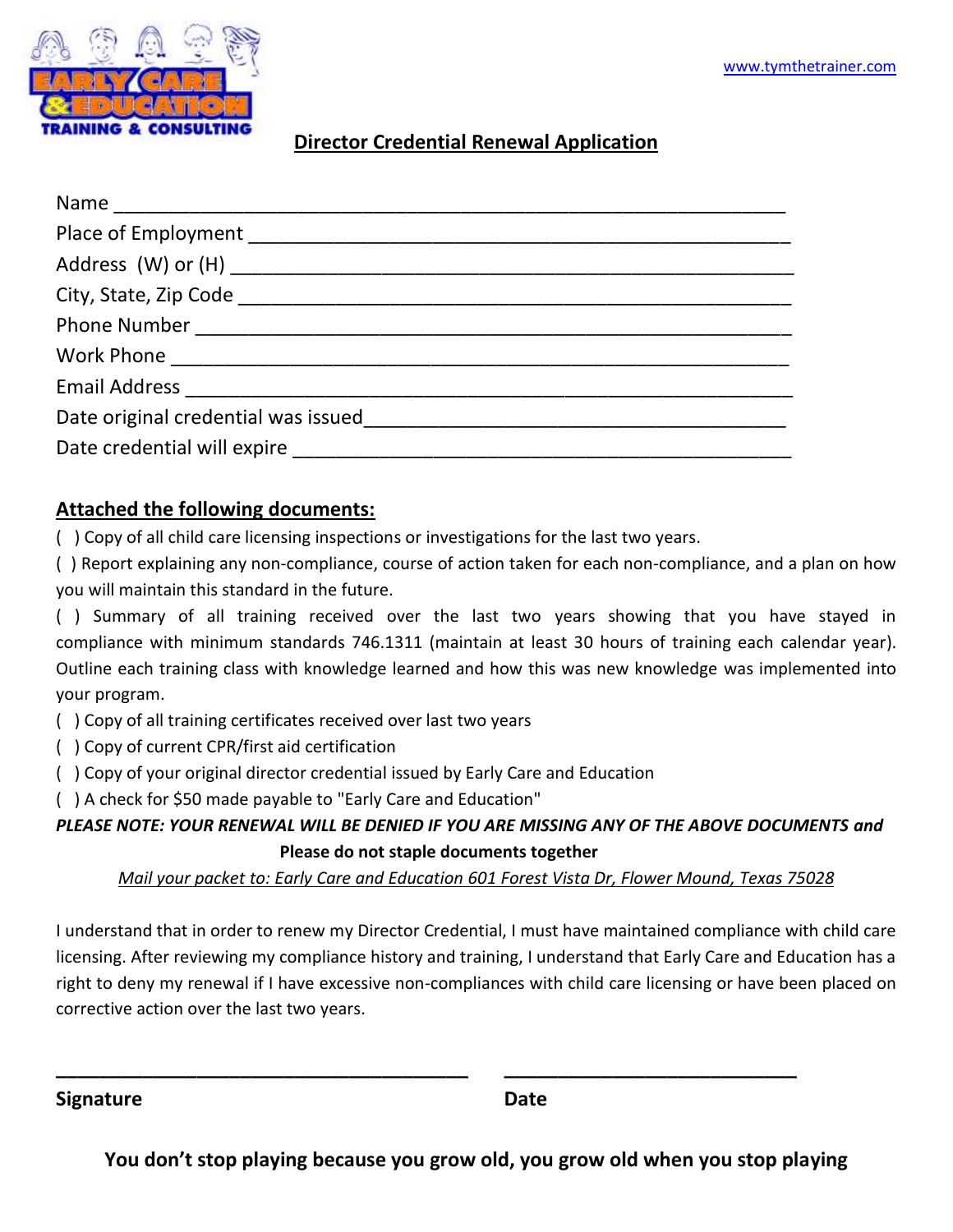www.tymthetrainer.com

## Director Credential Renewal Application

Name ___________________________________________________________

Place of Employment ____________________________________________________

Address (W) or (H) ______________________________________________________

City, State, Zip Code ____________________________________________________

Phone Number __________________________________________________________

Work Phone ____________________________________________________________

Email Address __________________________________________________________

Date original credential was issued_____________________________________

Date credential will expire ______________________________________________

### Attached the following documents:

( ) Copy of all child care licensing inspections or investigations for the last two years.

( ) Report explaining any non-compliance, course of action taken for each non-compliance, and a plan on how you will maintain this standard in the future.

( ) Summary of all training received over the last two years showing that you have stayed in compliance with minimum standards 746.1311 (maintain at least 30 hours of training each calendar year). Outline each training class with knowledge learned and how this was new knowledge was implemented into your program.

( ) Copy of all training certificates received over last two years

( ) Copy of current CPR/first aid certification

( ) Copy of your original director credential issued by Early Care and Education

( ) A check for $50 made payable to "Early Care and Education"

***PLEASE NOTE: YOUR RENEWAL WILL BE DENIED IF YOU ARE MISSING ANY OF THE ABOVE DOCUMENTS and***

**Please do not staple documents together**

*Mail your packet to: Early Care and Education 601 Forest Vista Dr, Flower Mound, Texas 75028*

I understand that in order to renew my Director Credential, I must have maintained compliance with child care licensing. After reviewing my compliance history and training, I understand that Early Care and Education has a right to deny my renewal if I have excessive non-compliances with child care licensing or have been placed on corrective action over the last two years.

________________________________________ ____________________________

**Signature** **Date**

**You don't stop playing because you grow old, you grow old when you stop playing**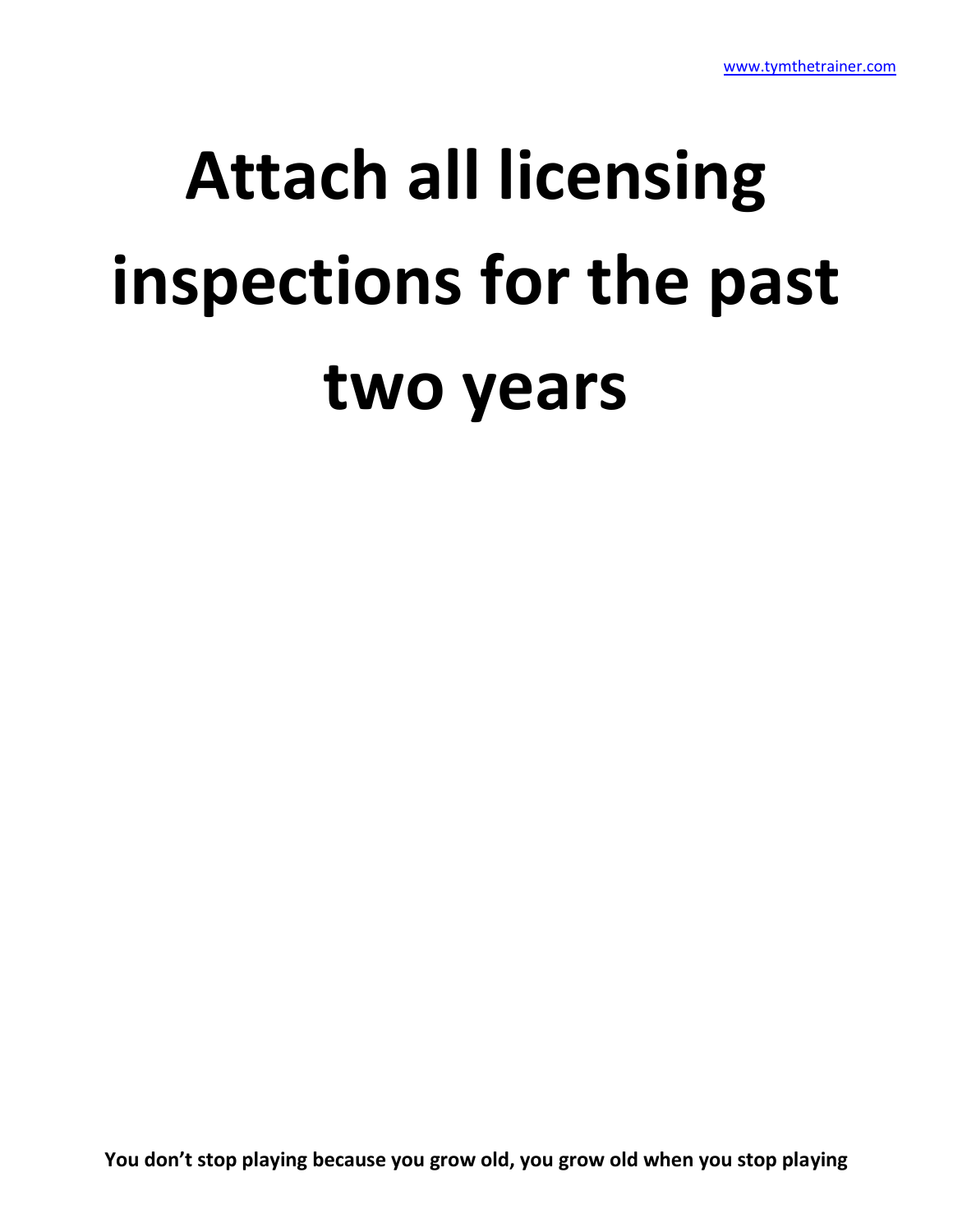# Attach all licensing inspections for the past two years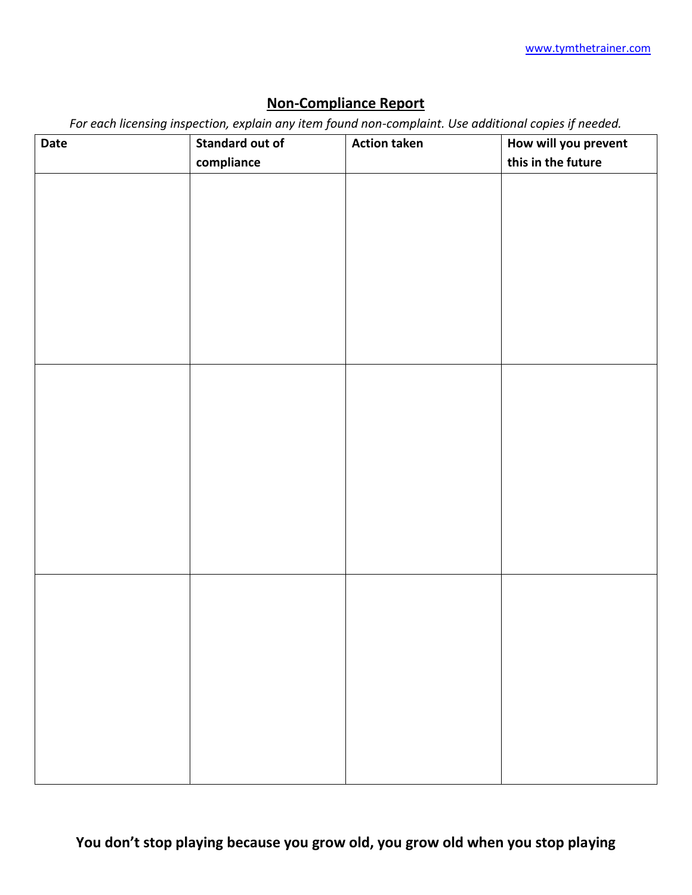## Non-Compliance Report

*For each licensing inspection, explain any item found non-complaint. Use additional copies if needed.*

| Date | Standard out of compliance | Action taken | How will you prevent this in the future |
|---|---|---|---|
| | | | |
| | | | |
| | | | |

**You don't stop playing because you grow old, you grow old when you stop playing**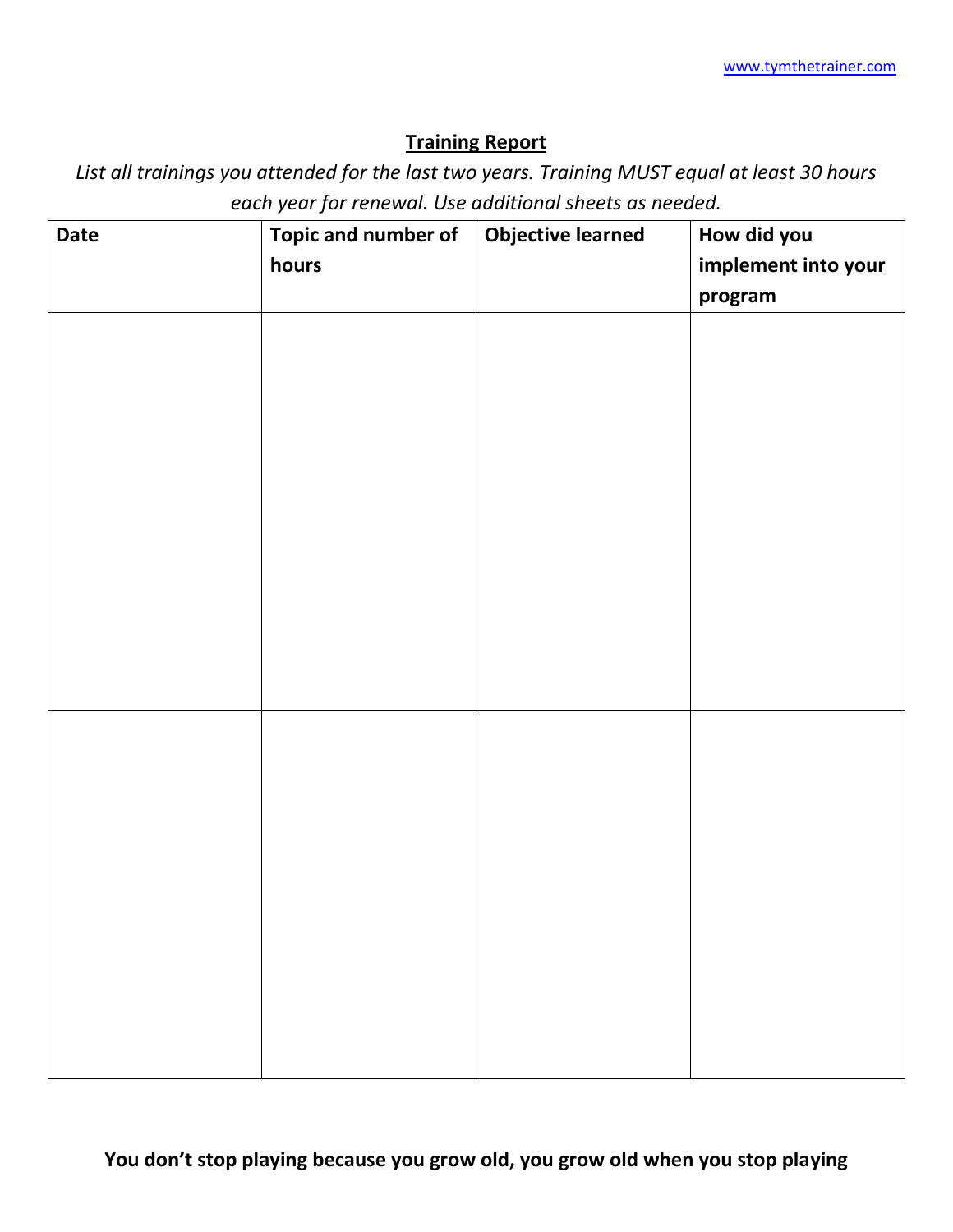## Training Report

*List all trainings you attended for the last two years. Training MUST equal at least 30 hours each year for renewal. Use additional sheets as needed.*

| Date | Topic and number of hours | Objective learned | How did you implement into your program |
|---|---|---|---|
| | | | |
| | | | |

**You don't stop playing because you grow old, you grow old when you stop playing**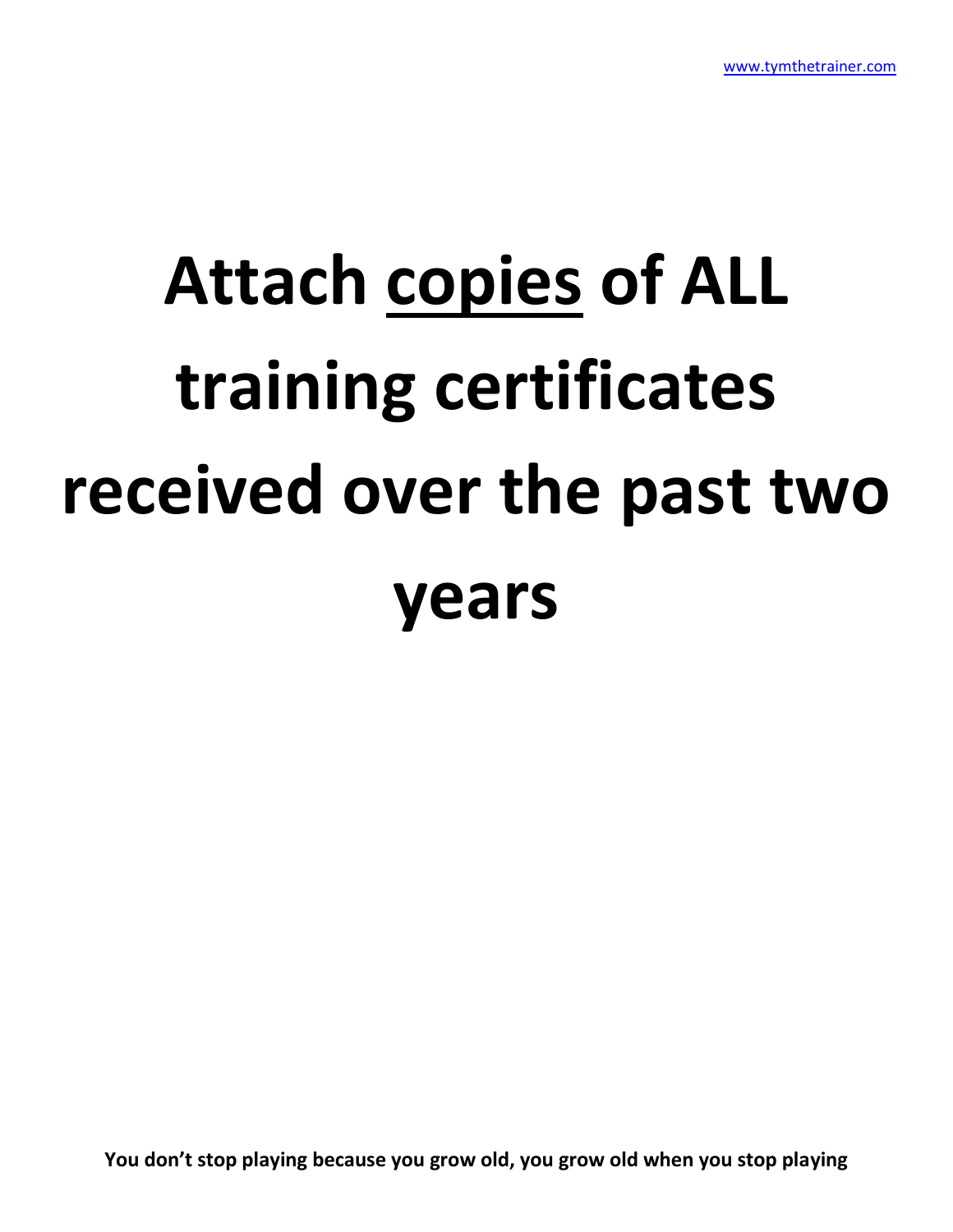# Attach <u>copies</u> of ALL training certificates received over the past two years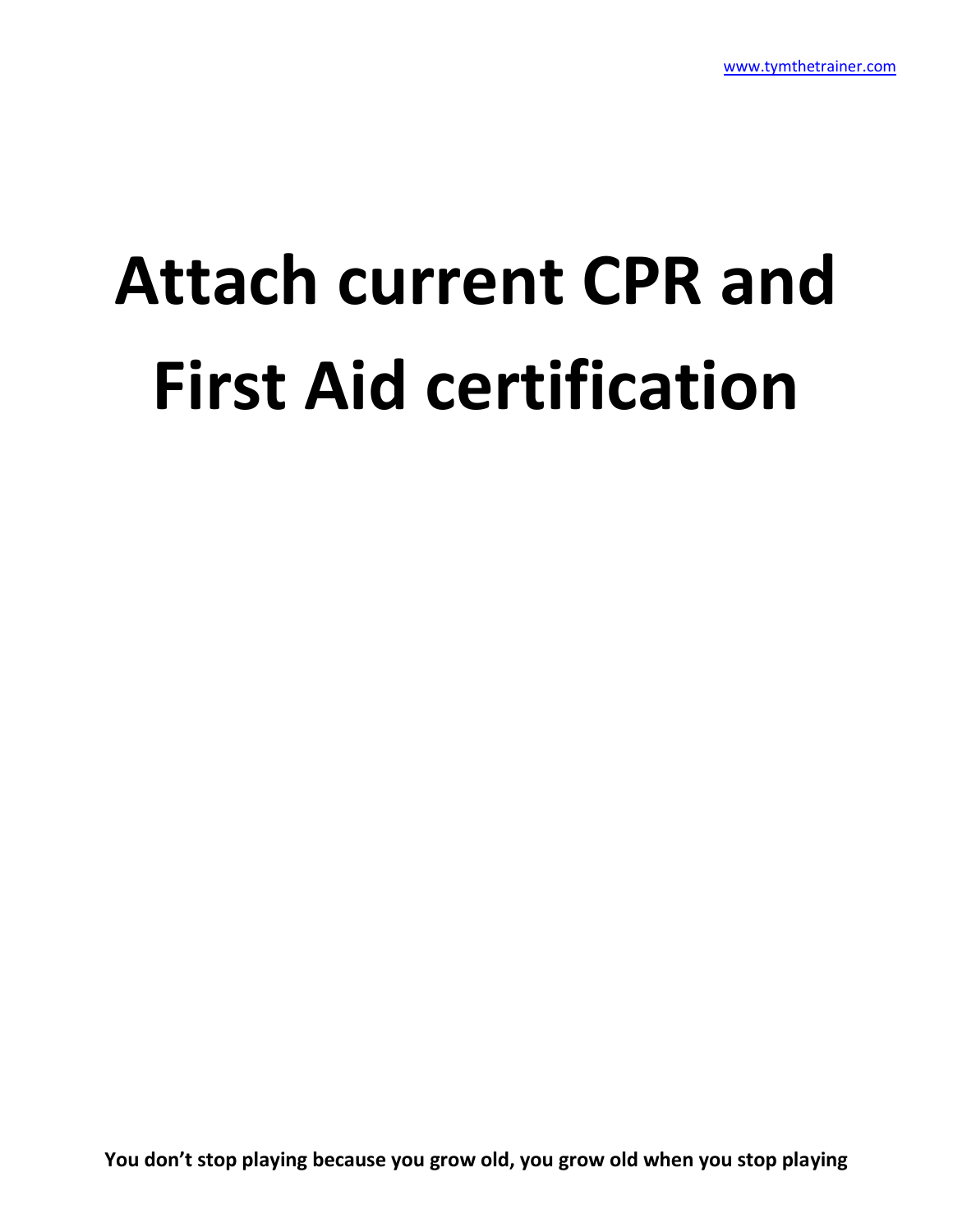# Attach current CPR and First Aid certification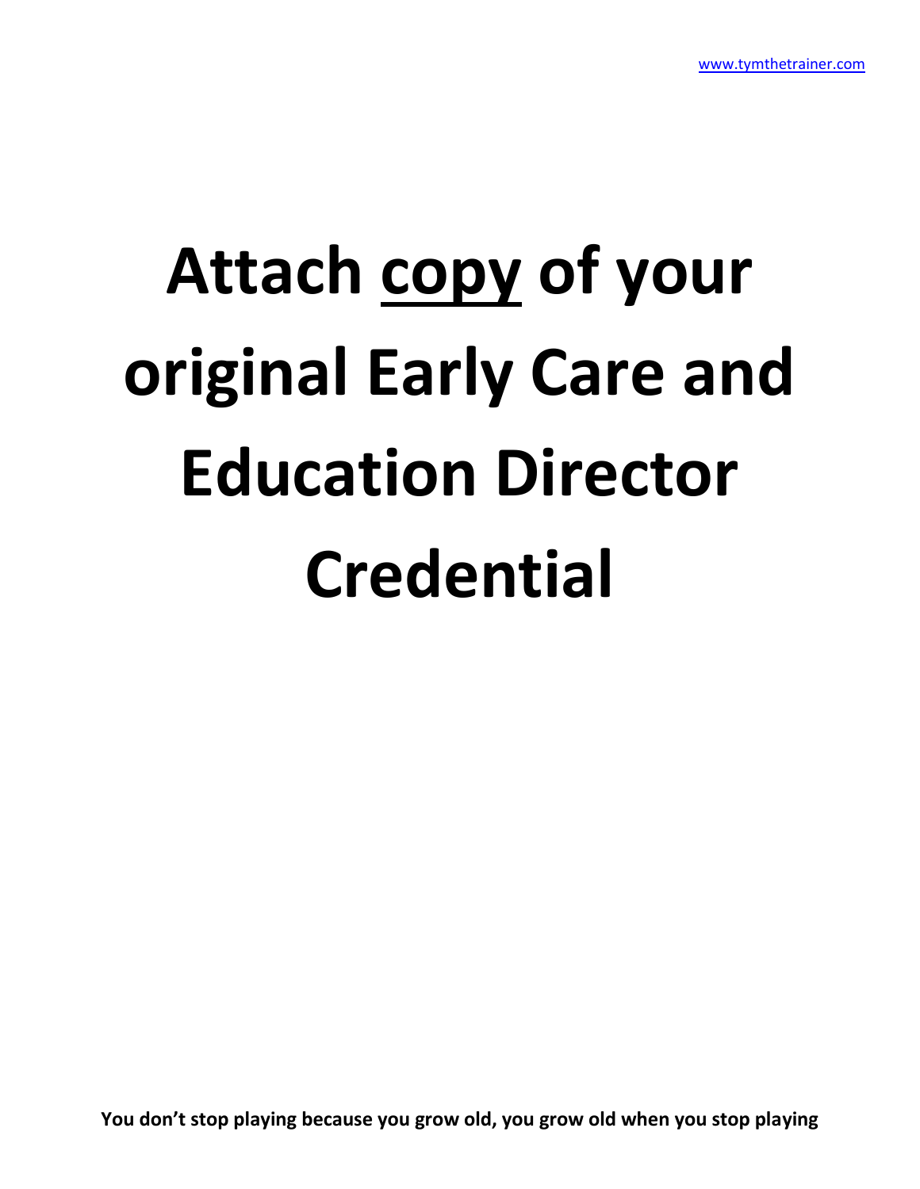# Attach <u>copy</u> of your original Early Care and Education Director Credential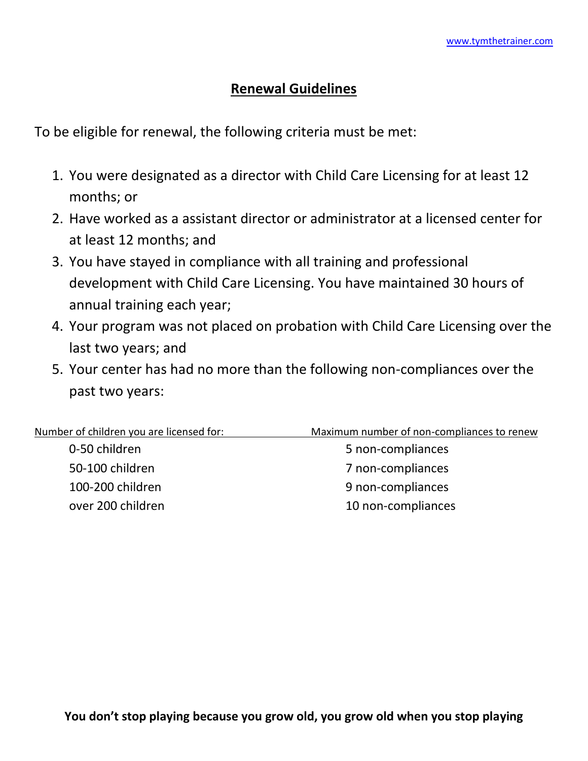## Renewal Guidelines

To be eligible for renewal, the following criteria must be met:

1. You were designated as a director with Child Care Licensing for at least 12 months; or
2. Have worked as a assistant director or administrator at a licensed center for at least 12 months; and
3. You have stayed in compliance with all training and professional development with Child Care Licensing. You have maintained 30 hours of annual training each year;
4. Your program was not placed on probation with Child Care Licensing over the last two years; and
5. Your center has had no more than the following non-compliances over the past two years:

| Number of children you are licensed for: | Maximum number of non-compliances to renew |
|---|---|
| 0-50 children | 5 non-compliances |
| 50-100 children | 7 non-compliances |
| 100-200 children | 9 non-compliances |
| over 200 children | 10 non-compliances |

**You don't stop playing because you grow old, you grow old when you stop playing**